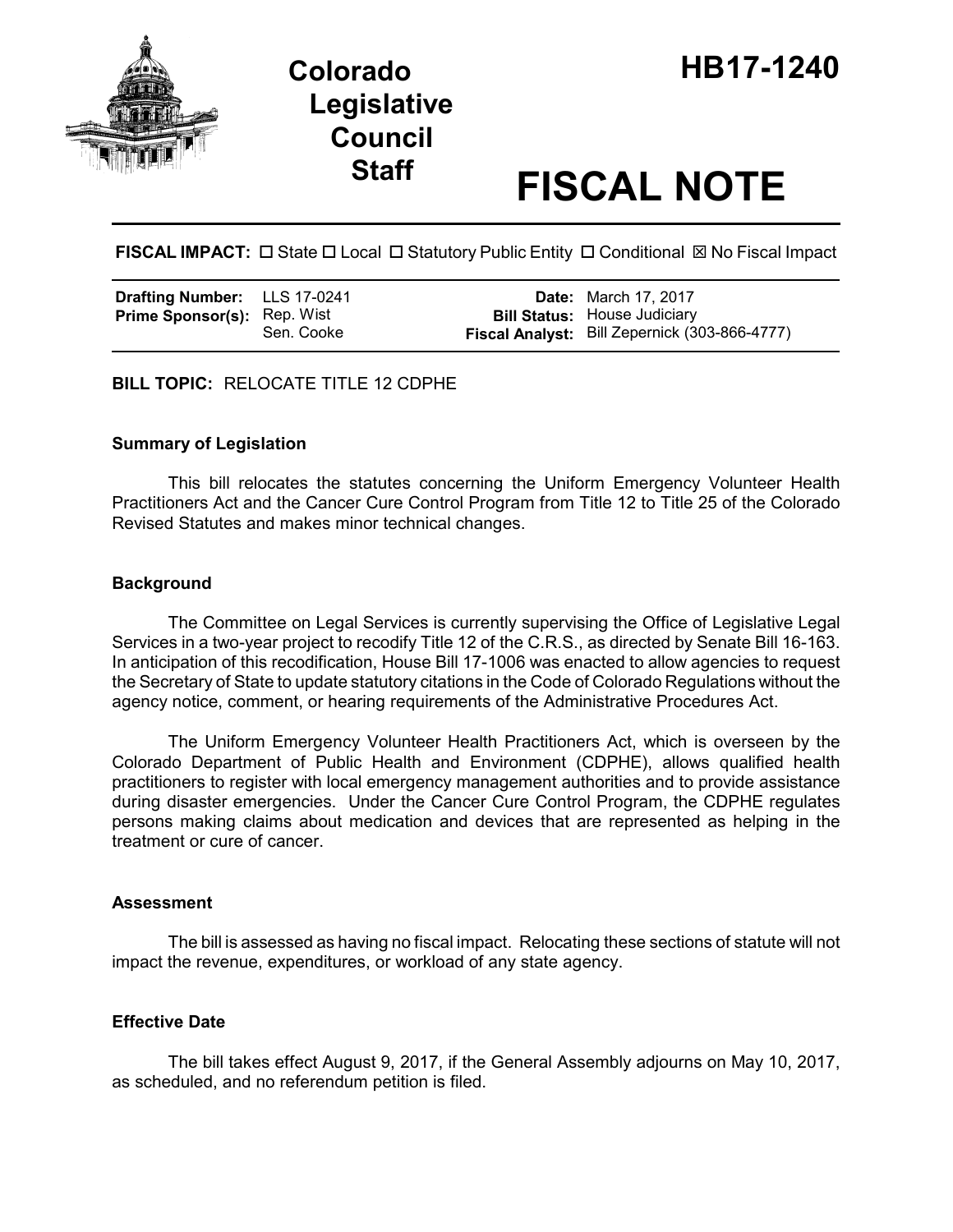# Colorado Legislative Council Staff

# HB17-1240

# FISCAL NOTE

**FISCAL IMPACT:** ☐ State ☐ Local ☐ Statutory Public Entity ☐ Conditional ☒ No Fiscal Impact

| | | | |
|---|---|---|---|
| **Drafting Number:** | LLS 17-0241 | **Date:** | March 17, 2017 |
| **Prime Sponsor(s):** | Rep. Wist<br>Sen. Cooke | **Bill Status:** | House Judiciary |
| | | **Fiscal Analyst:** | Bill Zepernick (303-866-4777) |

**BILL TOPIC:** RELOCATE TITLE 12 CDPHE

### Summary of Legislation

This bill relocates the statutes concerning the Uniform Emergency Volunteer Health Practitioners Act and the Cancer Cure Control Program from Title 12 to Title 25 of the Colorado Revised Statutes and makes minor technical changes.

### Background

The Committee on Legal Services is currently supervising the Office of Legislative Legal Services in a two-year project to recodify Title 12 of the C.R.S., as directed by Senate Bill 16-163. In anticipation of this recodification, House Bill 17-1006 was enacted to allow agencies to request the Secretary of State to update statutory citations in the Code of Colorado Regulations without the agency notice, comment, or hearing requirements of the Administrative Procedures Act.

The Uniform Emergency Volunteer Health Practitioners Act, which is overseen by the Colorado Department of Public Health and Environment (CDPHE), allows qualified health practitioners to register with local emergency management authorities and to provide assistance during disaster emergencies. Under the Cancer Cure Control Program, the CDPHE regulates persons making claims about medication and devices that are represented as helping in the treatment or cure of cancer.

### Assessment

The bill is assessed as having no fiscal impact. Relocating these sections of statute will not impact the revenue, expenditures, or workload of any state agency.

### Effective Date

The bill takes effect August 9, 2017, if the General Assembly adjourns on May 10, 2017, as scheduled, and no referendum petition is filed.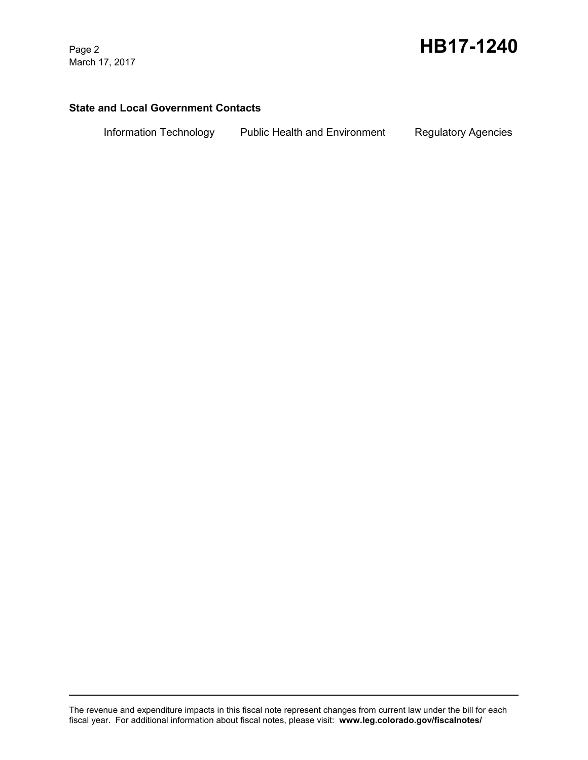**State and Local Government Contacts**

Information Technology Public Health and Environment Regulatory Agencies

The revenue and expenditure impacts in this fiscal note represent changes from current law under the bill for each fiscal year. For additional information about fiscal notes, please visit: **www.leg.colorado.gov/fiscalnotes/**